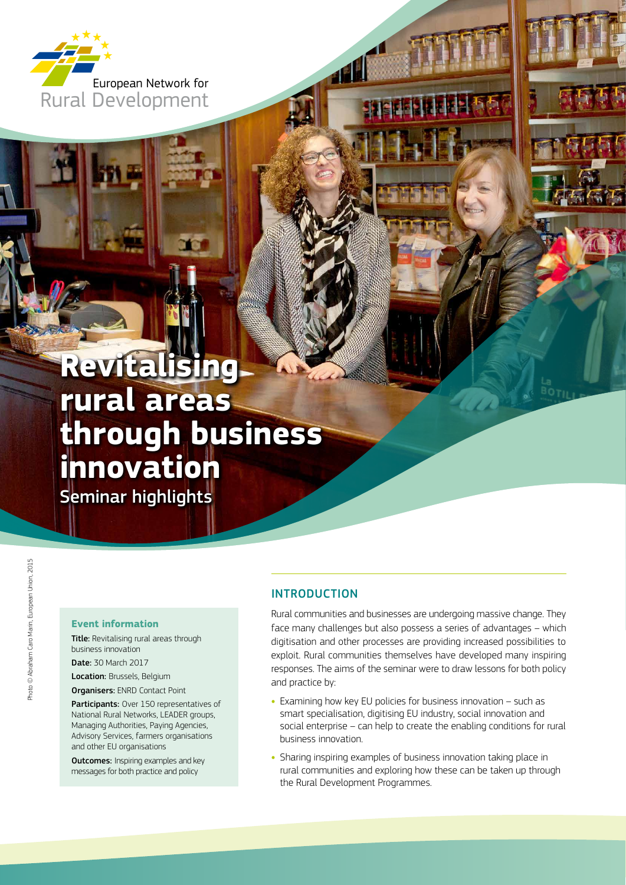European Network for Rural Development

# Revitalising rural areas through business innovation

## Seminar highlights

Photo © Abraham Caro Marin, European Union, 2015

### Event information

**Title:** Revitalising rural areas through business innovation

**Date:** 30 March 2017

**Location:** Brussels, Belgium

**Organisers:** ENRD Contact Point

**Participants:** Over 150 representatives of National Rural Networks, LEADER groups, Managing Authorities, Paying Agencies, Advisory Services, farmers organisations and other EU organisations

**Outcomes:** Inspiring examples and key messages for both practice and policy

## INTRODUCTION

Rural communities and businesses are undergoing massive change. They face many challenges but also possess a series of advantages – which digitisation and other processes are providing increased possibilities to exploit. Rural communities themselves have developed many inspiring responses. The aims of the seminar were to draw lessons for both policy and practice by:

- Examining how key EU policies for business innovation – such as smart specialisation, digitising EU industry, social innovation and social enterprise – can help to create the enabling conditions for rural business innovation.
- Sharing inspiring examples of business innovation taking place in rural communities and exploring how these can be taken up through the Rural Development Programmes.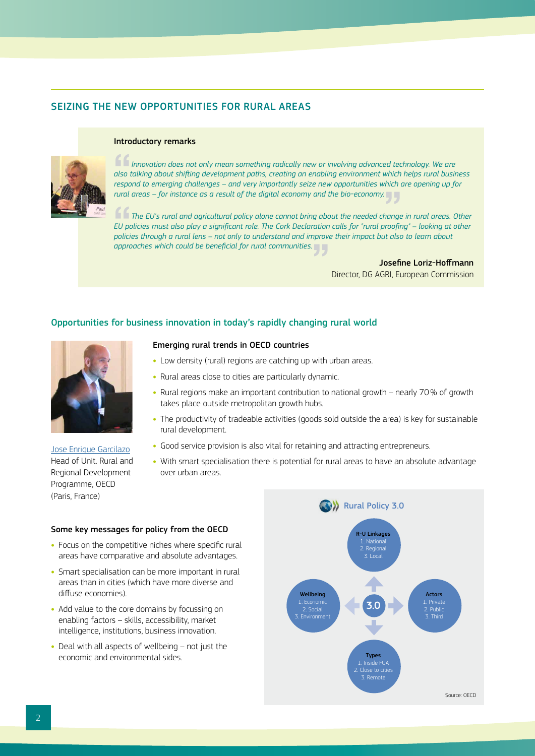## SEIZING THE NEW OPPORTUNITIES FOR RURAL AREAS

### Introductory remarks

*Innovation does not only mean something radically new or involving advanced technology. We are also talking about shifting development paths, creating an enabling environment which helps rural business respond to emerging challenges – and very importantly seize new opportunities which are opening up for rural areas – for instance as a result of the digital economy and the bio-economy.*

*The EU's rural and agricultural policy alone cannot bring about the needed change in rural areas. Other EU policies must also play a significant role. The Cork Declaration calls for "rural proofing" – looking at other policies through a rural lens – not only to understand and improve their impact but also to learn about approaches which could be beneficial for rural communities.*

**Josefine Loriz-Hoffmann**
Director, DG AGRI, European Commission

## Opportunities for business innovation in today's rapidly changing rural world

Jose Enrique Garcilazo
Head of Unit. Rural and Regional Development Programme, OECD (Paris, France)

### Emerging rural trends in OECD countries

- Low density (rural) regions are catching up with urban areas.
- Rural areas close to cities are particularly dynamic.
- Rural regions make an important contribution to national growth – nearly 70% of growth takes place outside metropolitan growth hubs.
- The productivity of tradeable activities (goods sold outside the area) is key for sustainable rural development.
- Good service provision is also vital for retaining and attracting entrepreneurs.
- With smart specialisation there is potential for rural areas to have an absolute advantage over urban areas.

### Some key messages for policy from the OECD

- Focus on the competitive niches where specific rural areas have comparative and absolute advantages.
- Smart specialisation can be more important in rural areas than in cities (which have more diverse and diffuse economies).
- Add value to the core domains by focussing on enabling factors – skills, accessibility, market intelligence, institutions, business innovation.
- Deal with all aspects of wellbeing – not just the economic and environmental sides.

**Rural Policy 3.0**

- **R-U Linkages**: 1. National, 2. Regional, 3. Local
- **Wellbeing**: 1. Economic, 2. Social, 3. Environment
- **Actors**: 1. Private, 2. Public, 3. Third
- **Types**: 1. Inside FUA, 2. Close to cities, 3. Remote

Source: OECD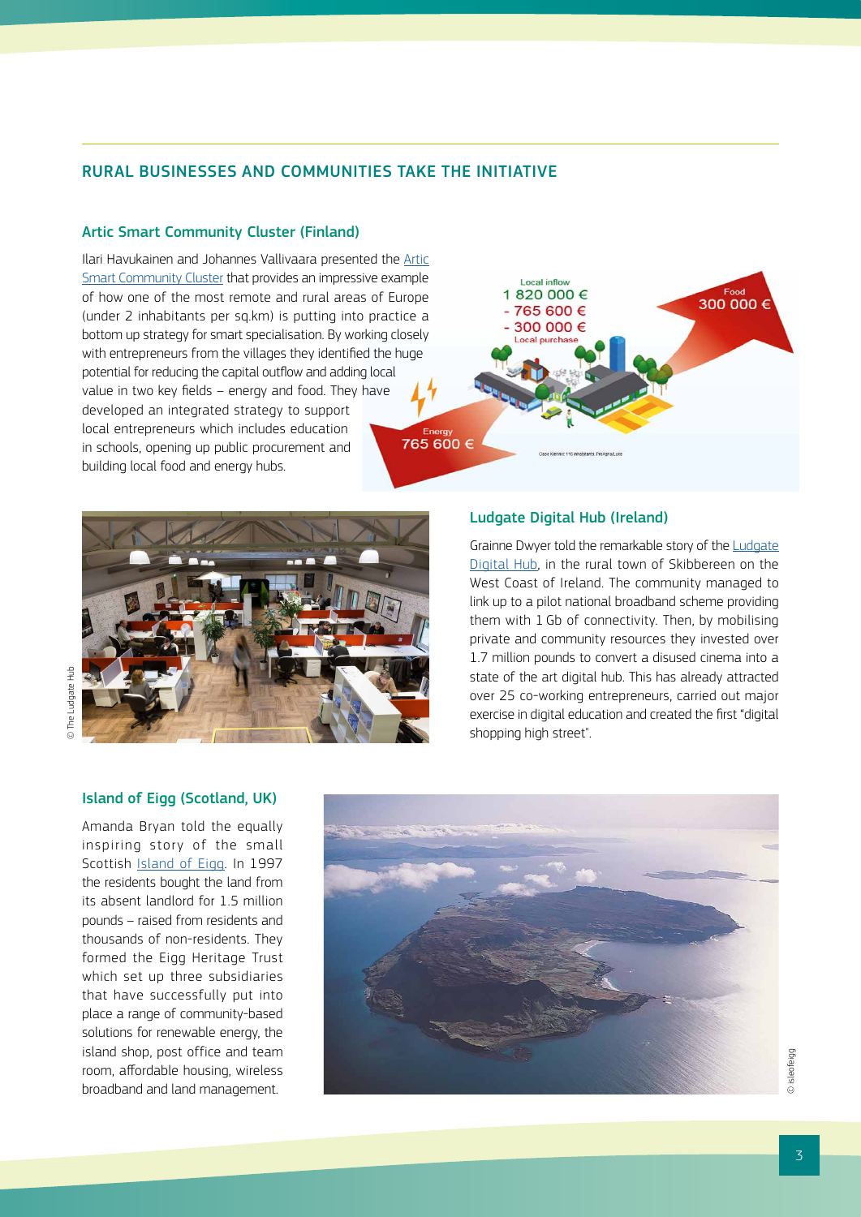## RURAL BUSINESSES AND COMMUNITIES TAKE THE INITIATIVE

### Artic Smart Community Cluster (Finland)

Ilari Havukainen and Johannes Vallivaara presented the Artic Smart Community Cluster that provides an impressive example of how one of the most remote and rural areas of Europe (under 2 inhabitants per sq.km) is putting into practice a bottom up strategy for smart specialisation. By working closely with entrepreneurs from the villages they identified the huge potential for reducing the capital outflow and adding local value in two key fields – energy and food. They have developed an integrated strategy to support local entrepreneurs which includes education in schools, opening up public procurement and building local food and energy hubs.

### Ludgate Digital Hub (Ireland)

Grainne Dwyer told the remarkable story of the Ludgate Digital Hub, in the rural town of Skibbereen on the West Coast of Ireland. The community managed to link up to a pilot national broadband scheme providing them with 1 Gb of connectivity. Then, by mobilising private and community resources they invested over 1.7 million pounds to convert a disused cinema into a state of the art digital hub. This has already attracted over 25 co-working entrepreneurs, carried out major exercise in digital education and created the first "digital shopping high street".

© The Ludgate Hub

### Island of Eigg (Scotland, UK)

Amanda Bryan told the equally inspiring story of the small Scottish Island of Eigg. In 1997 the residents bought the land from its absent landlord for 1.5 million pounds – raised from residents and thousands of non-residents. They formed the Eigg Heritage Trust which set up three subsidiaries that have successfully put into place a range of community-based solutions for renewable energy, the island shop, post office and team room, affordable housing, wireless broadband and land management.

© isleofeigg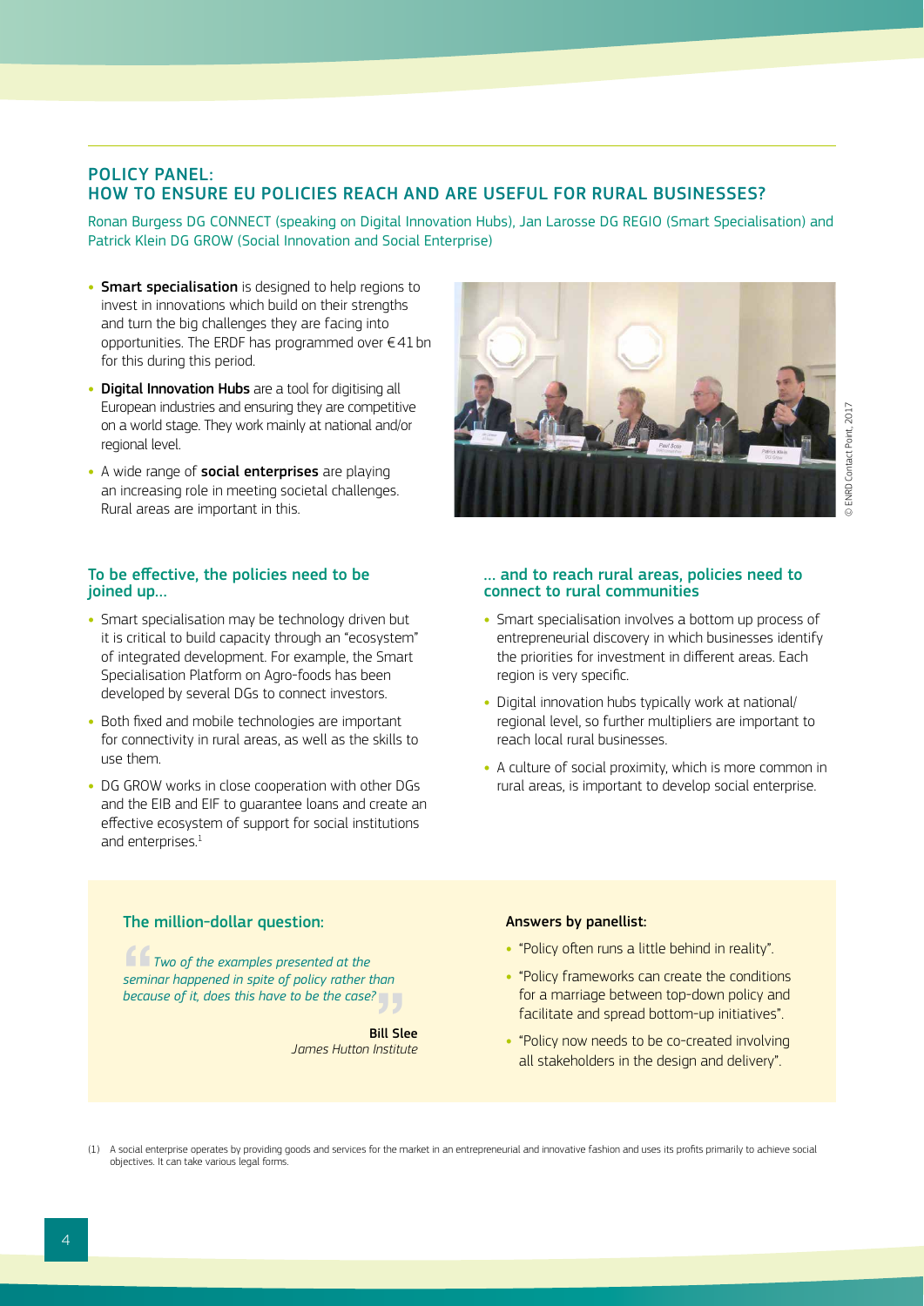## POLICY PANEL:
## HOW TO ENSURE EU POLICIES REACH AND ARE USEFUL FOR RURAL BUSINESSES?

Ronan Burgess DG CONNECT (speaking on Digital Innovation Hubs), Jan Larosse DG REGIO (Smart Specialisation) and Patrick Klein DG GROW (Social Innovation and Social Enterprise)

- **Smart specialisation** is designed to help regions to invest in innovations which build on their strengths and turn the big challenges they are facing into opportunities. The ERDF has programmed over €41 bn for this during this period.
- **Digital Innovation Hubs** are a tool for digitising all European industries and ensuring they are competitive on a world stage. They work mainly at national and/or regional level.
- A wide range of **social enterprises** are playing an increasing role in meeting societal challenges. Rural areas are important in this.

© ENRD Contact Point, 2017

### To be effective, the policies need to be joined up…

- Smart specialisation may be technology driven but it is critical to build capacity through an "ecosystem" of integrated development. For example, the Smart Specialisation Platform on Agro-foods has been developed by several DGs to connect investors.
- Both fixed and mobile technologies are important for connectivity in rural areas, as well as the skills to use them.
- DG GROW works in close cooperation with other DGs and the EIB and EIF to guarantee loans and create an effective ecosystem of support for social institutions and enterprises.[1]

### … and to reach rural areas, policies need to connect to rural communities

- Smart specialisation involves a bottom up process of entrepreneurial discovery in which businesses identify the priorities for investment in different areas. Each region is very specific.
- Digital innovation hubs typically work at national/regional level, so further multipliers are important to reach local rural businesses.
- A culture of social proximity, which is more common in rural areas, is important to develop social enterprise.

### The million-dollar question:

*Two of the examples presented at the seminar happened in spite of policy rather than because of it, does this have to be the case?*

**Bill Slee**
*James Hutton Institute*

**Answers by panellist:**

- "Policy often runs a little behind in reality".
- "Policy frameworks can create the conditions for a marriage between top-down policy and facilitate and spread bottom-up initiatives".
- "Policy now needs to be co-created involving all stakeholders in the design and delivery".

(1) A social enterprise operates by providing goods and services for the market in an entrepreneurial and innovative fashion and uses its profits primarily to achieve social objectives. It can take various legal forms.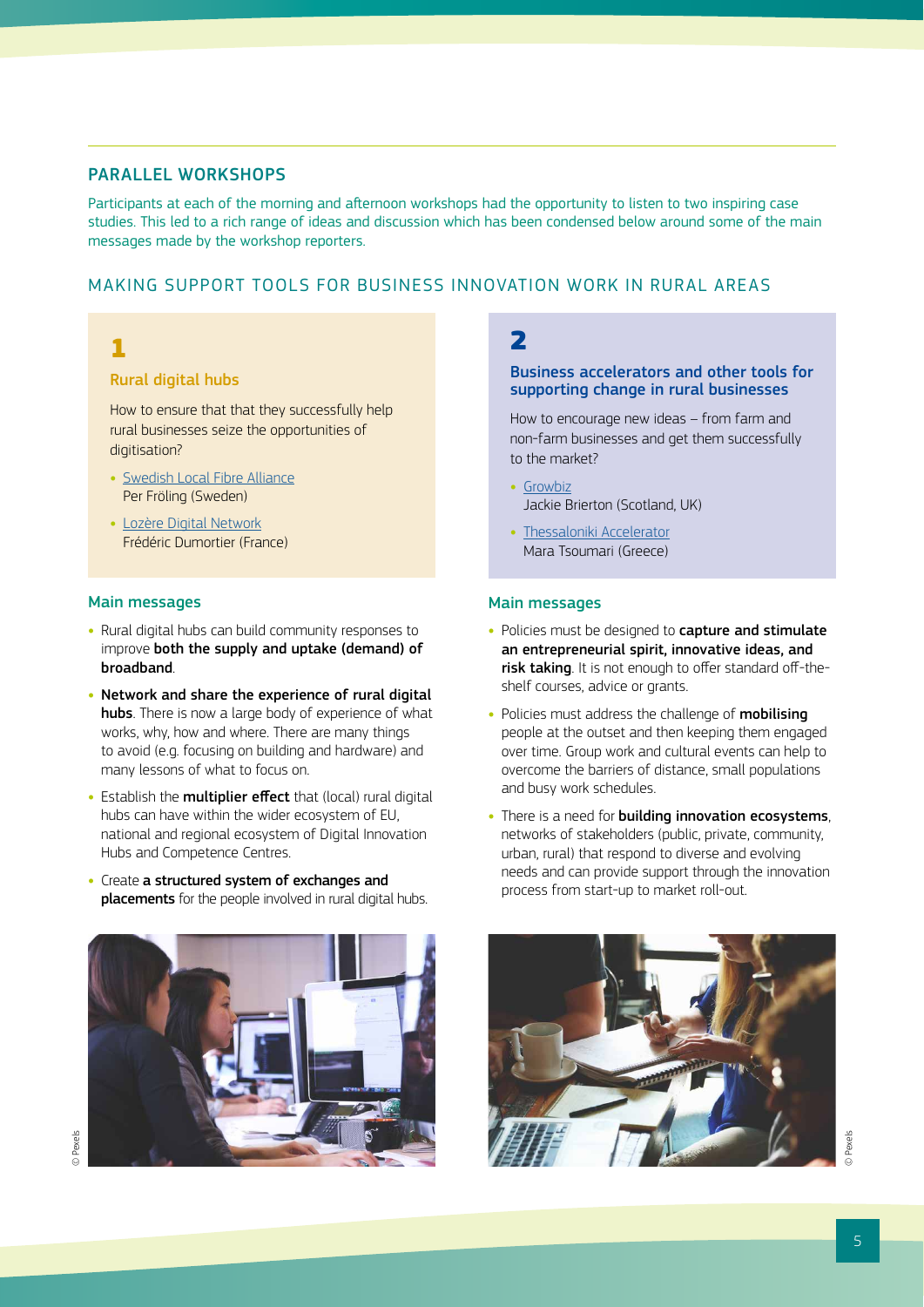## PARALLEL WORKSHOPS

Participants at each of the morning and afternoon workshops had the opportunity to listen to two inspiring case studies. This led to a rich range of ideas and discussion which has been condensed below around some of the main messages made by the workshop reporters.

## MAKING SUPPORT TOOLS FOR BUSINESS INNOVATION WORK IN RURAL AREAS

### 1

### Rural digital hubs

How to ensure that that they successfully help rural businesses seize the opportunities of digitisation?

- Swedish Local Fibre Alliance
  Per Fröling (Sweden)
- Lozère Digital Network
  Frédéric Dumortier (France)

#### Main messages

- Rural digital hubs can build community responses to improve **both the supply and uptake (demand) of broadband**.
- **Network and share the experience of rural digital hubs**. There is now a large body of experience of what works, why, how and where. There are many things to avoid (e.g. focusing on building and hardware) and many lessons of what to focus on.
- Establish the **multiplier effect** that (local) rural digital hubs can have within the wider ecosystem of EU, national and regional ecosystem of Digital Innovation Hubs and Competence Centres.
- Create **a structured system of exchanges and placements** for the people involved in rural digital hubs.

### 2

### Business accelerators and other tools for supporting change in rural businesses

How to encourage new ideas – from farm and non-farm businesses and get them successfully to the market?

- Growbiz
  Jackie Brierton (Scotland, UK)
- Thessaloniki Accelerator
  Mara Tsoumari (Greece)

#### Main messages

- Policies must be designed to **capture and stimulate an entrepreneurial spirit, innovative ideas, and risk taking**. It is not enough to offer standard off-the-shelf courses, advice or grants.
- Policies must address the challenge of **mobilising** people at the outset and then keeping them engaged over time. Group work and cultural events can help to overcome the barriers of distance, small populations and busy work schedules.
- There is a need for **building innovation ecosystems**, networks of stakeholders (public, private, community, urban, rural) that respond to diverse and evolving needs and can provide support through the innovation process from start-up to market roll-out.

© Pexels

© Pexels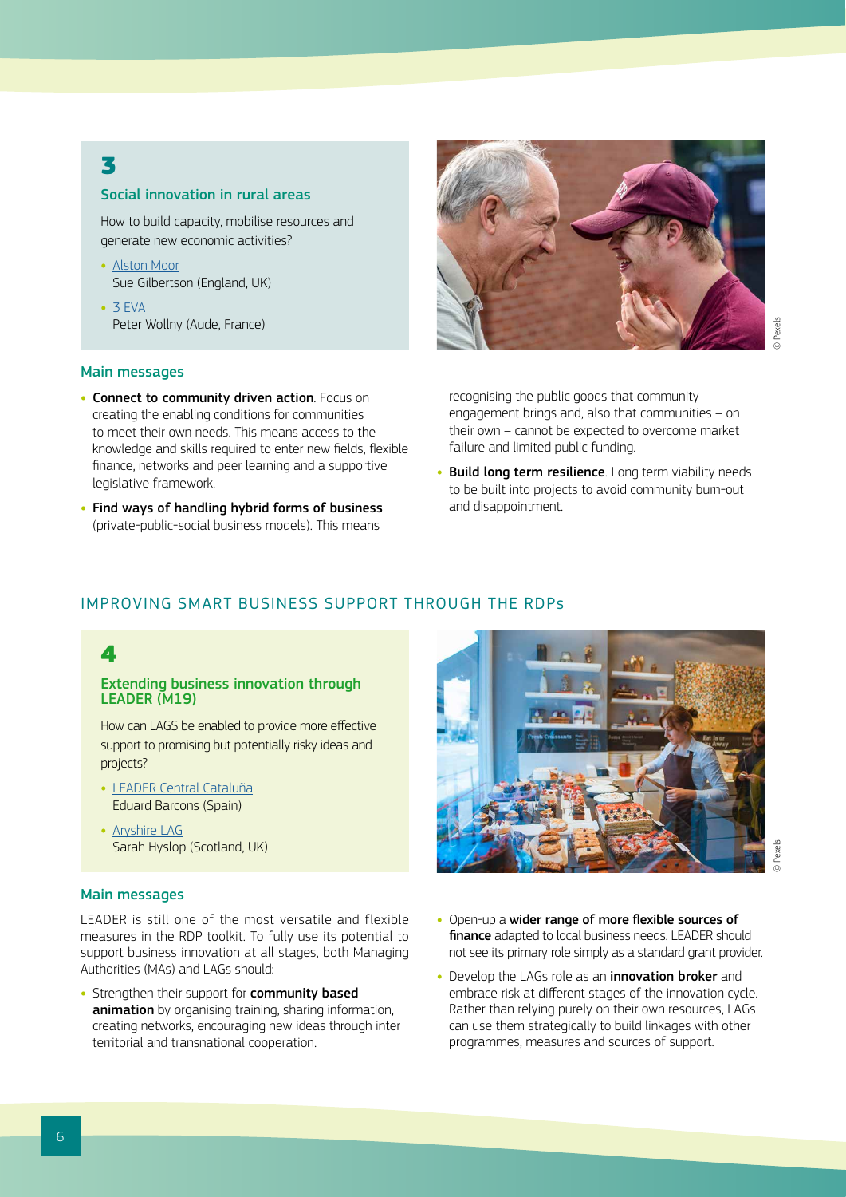## 3

### Social innovation in rural areas

How to build capacity, mobilise resources and generate new economic activities?

- Alston Moor
  Sue Gilbertson (England, UK)
- 3 EVA
  Peter Wollny (Aude, France)

© Pexels

### Main messages

- **Connect to community driven action**. Focus on creating the enabling conditions for communities to meet their own needs. This means access to the knowledge and skills required to enter new fields, flexible finance, networks and peer learning and a supportive legislative framework.
- **Find ways of handling hybrid forms of business** (private-public-social business models). This means recognising the public goods that community engagement brings and, also that communities – on their own – cannot be expected to overcome market failure and limited public funding.
- **Build long term resilience**. Long term viability needs to be built into projects to avoid community burn-out and disappointment.

## IMPROVING SMART BUSINESS SUPPORT THROUGH THE RDPs

## 4

### Extending business innovation through LEADER (M19)

How can LAGS be enabled to provide more effective support to promising but potentially risky ideas and projects?

- LEADER Central Cataluña
  Eduard Barcons (Spain)
- Aryshire LAG
  Sarah Hyslop (Scotland, UK)

© Pexels

### Main messages

LEADER is still one of the most versatile and flexible measures in the RDP toolkit. To fully use its potential to support business innovation at all stages, both Managing Authorities (MAs) and LAGs should:

- Strengthen their support for **community based animation** by organising training, sharing information, creating networks, encouraging new ideas through inter territorial and transnational cooperation.
- Open-up a **wider range of more flexible sources of finance** adapted to local business needs. LEADER should not see its primary role simply as a standard grant provider.
- Develop the LAGs role as an **innovation broker** and embrace risk at different stages of the innovation cycle. Rather than relying purely on their own resources, LAGs can use them strategically to build linkages with other programmes, measures and sources of support.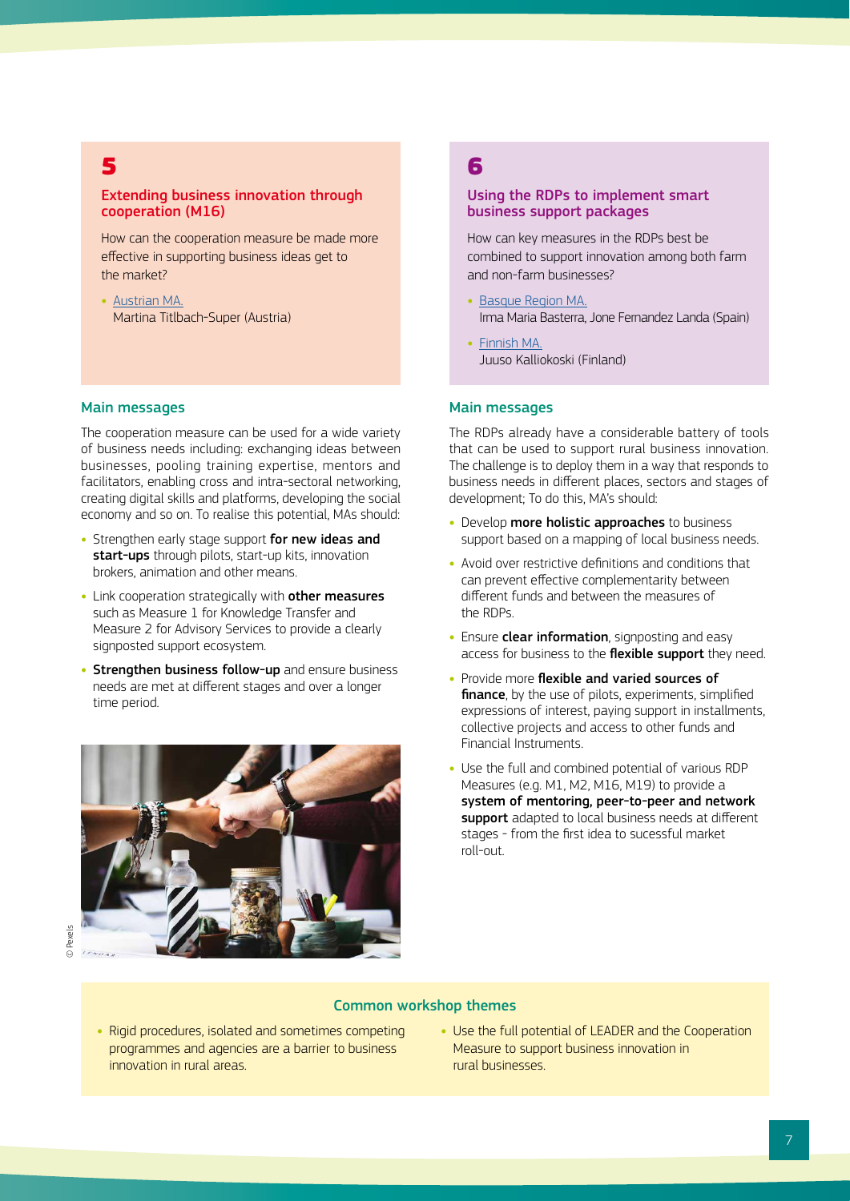## 5

### Extending business innovation through cooperation (M16)

How can the cooperation measure be made more effective in supporting business ideas get to the market?

- Austrian MA. Martina Titlbach-Super (Austria)

### Main messages

The cooperation measure can be used for a wide variety of business needs including: exchanging ideas between businesses, pooling training expertise, mentors and facilitators, enabling cross and intra-sectoral networking, creating digital skills and platforms, developing the social economy and so on. To realise this potential, MAs should:

- Strengthen early stage support **for new ideas and start-ups** through pilots, start-up kits, innovation brokers, animation and other means.
- Link cooperation strategically with **other measures** such as Measure 1 for Knowledge Transfer and Measure 2 for Advisory Services to provide a clearly signposted support ecosystem.
- **Strengthen business follow-up** and ensure business needs are met at different stages and over a longer time period.

© Pexels

## 6

### Using the RDPs to implement smart business support packages

How can key measures in the RDPs best be combined to support innovation among both farm and non-farm businesses?

- Basque Region MA. Irma Maria Basterra, Jone Fernandez Landa (Spain)
- Finnish MA. Juuso Kalliokoski (Finland)

### Main messages

The RDPs already have a considerable battery of tools that can be used to support rural business innovation. The challenge is to deploy them in a way that responds to business needs in different places, sectors and stages of development; To do this, MA's should:

- Develop **more holistic approaches** to business support based on a mapping of local business needs.
- Avoid over restrictive definitions and conditions that can prevent effective complementarity between different funds and between the measures of the RDPs.
- Ensure **clear information**, signposting and easy access for business to the **flexible support** they need.
- Provide more **flexible and varied sources of finance**, by the use of pilots, experiments, simplified expressions of interest, paying support in installments, collective projects and access to other funds and Financial Instruments.
- Use the full and combined potential of various RDP Measures (e.g. M1, M2, M16, M19) to provide a **system of mentoring, peer-to-peer and network support** adapted to local business needs at different stages - from the first idea to sucessful market roll-out.

### Common workshop themes

- Rigid procedures, isolated and sometimes competing programmes and agencies are a barrier to business innovation in rural areas.
- Use the full potential of LEADER and the Cooperation Measure to support business innovation in rural businesses.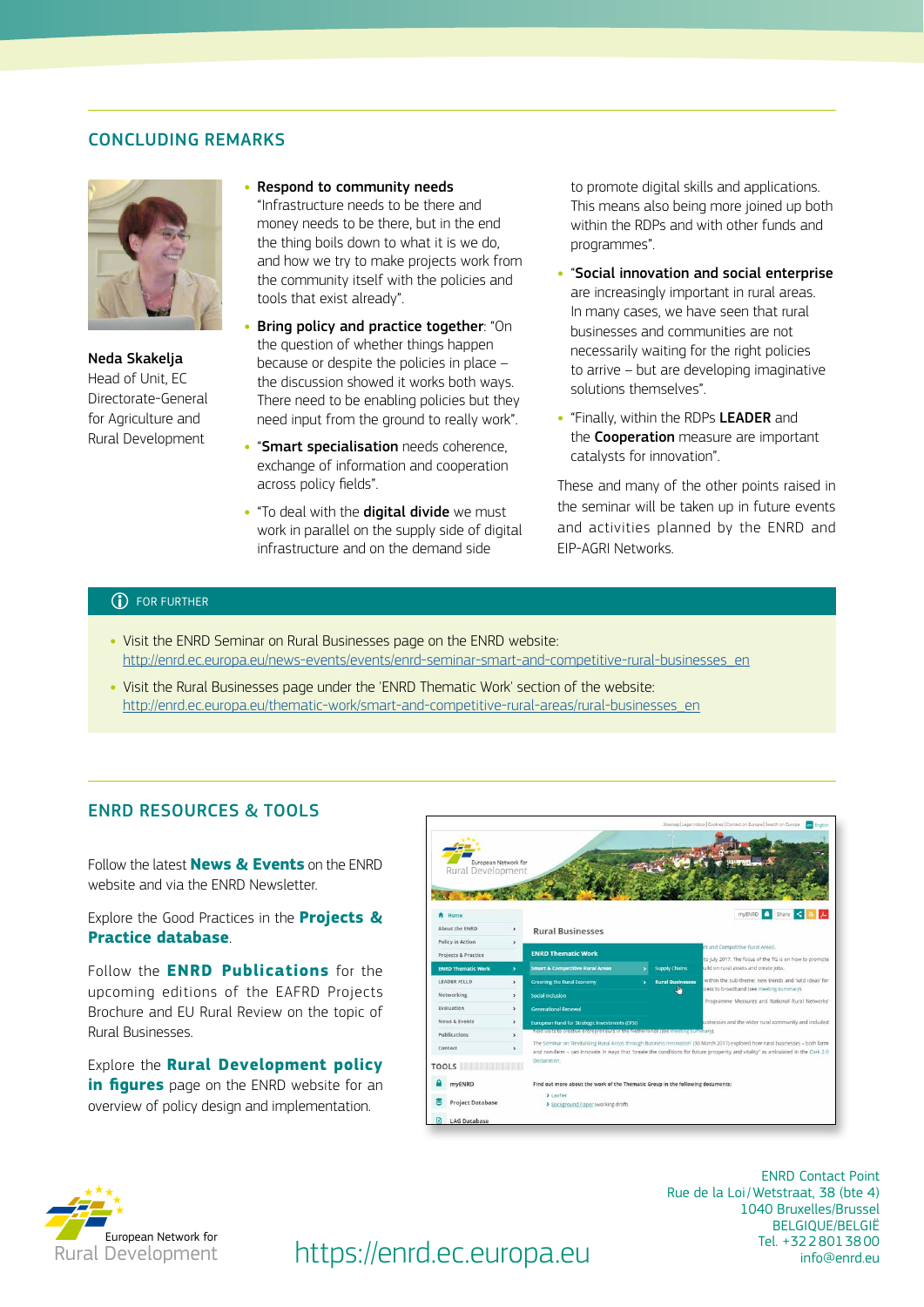## CONCLUDING REMARKS

**Neda Skakelja**
Head of Unit, EC Directorate-General for Agriculture and Rural Development

- **Respond to community needs**
  "Infrastructure needs to be there and money needs to be there, but in the end the thing boils down to what it is we do, and how we try to make projects work from the community itself with the policies and tools that exist already".
- **Bring policy and practice together**: "On the question of whether things happen because or despite the policies in place – the discussion showed it works both ways. There need to be enabling policies but they need input from the ground to really work".
- "**Smart specialisation** needs coherence, exchange of information and cooperation across policy fields".
- "To deal with the **digital divide** we must work in parallel on the supply side of digital infrastructure and on the demand side to promote digital skills and applications. This means also being more joined up both within the RDPs and with other funds and programmes".
- "**Social innovation and social enterprise** are increasingly important in rural areas. In many cases, we have seen that rural businesses and communities are not necessarily waiting for the right policies to arrive – but are developing imaginative solutions themselves".
- "Finally, within the RDPs **LEADER** and the **Cooperation** measure are important catalysts for innovation".

These and many of the other points raised in the seminar will be taken up in future events and activities planned by the ENRD and EIP-AGRI Networks.

### FOR FURTHER

- Visit the ENRD Seminar on Rural Businesses page on the ENRD website:
  http://enrd.ec.europa.eu/news-events/events/enrd-seminar-smart-and-competitive-rural-businesses_en
- Visit the Rural Businesses page under the 'ENRD Thematic Work' section of the website:
  http://enrd.ec.europa.eu/thematic-work/smart-and-competitive-rural-areas/rural-businesses_en

## ENRD RESOURCES & TOOLS

Follow the latest **News & Events** on the ENRD website and via the ENRD Newsletter.

Explore the Good Practices in the **Projects & Practice database**.

Follow the **ENRD Publications** for the upcoming editions of the EAFRD Projects Brochure and EU Rural Review on the topic of Rural Businesses.

Explore the **Rural Development policy in figures** page on the ENRD website for an overview of policy design and implementation.

European Network for Rural Development

https://enrd.ec.europa.eu

ENRD Contact Point
Rue de la Loi / Wetstraat, 38 (bte 4)
1040 Bruxelles/Brussel
BELGIQUE/BELGIË
Tel. +32 2 801 38 00
info@enrd.eu